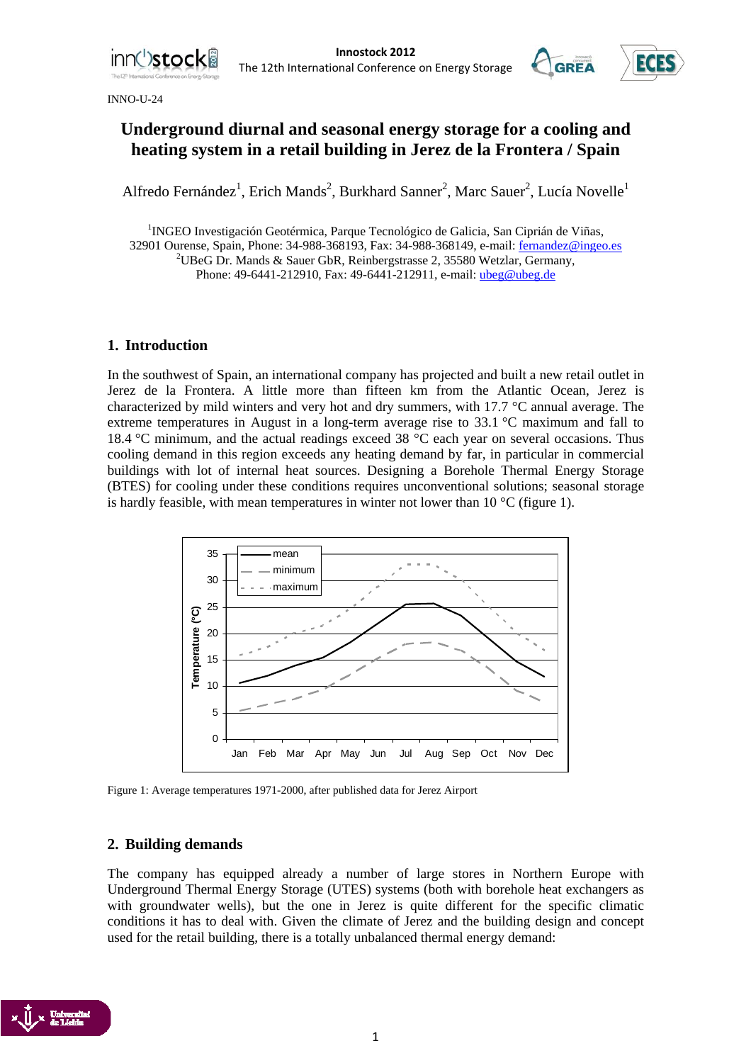INNO-U-24

# Underground diurnal and seasonal energy storage for a cooling and heating system in a retail building in Jerez de la Frontera / Spain

Alfredo Fernández[1], Erich Mands[2], Burkhard Sanner[2], Marc Sauer[2], Lucía Novelle[1]

[1]INGEO Investigación Geotérmica, Parque Tecnológico de Galicia, San Ciprián de Viñas, 32901 Ourense, Spain, Phone: 34-988-368193, Fax: 34-988-368149, e-mail: fernandez@ingeo.es
[2]UBeG Dr. Mands & Sauer GbR, Reinbergstrasse 2, 35580 Wetzlar, Germany, Phone: 49-6441-212910, Fax: 49-6441-212911, e-mail: ubeg@ubeg.de

## 1. Introduction

In the southwest of Spain, an international company has projected and built a new retail outlet in Jerez de la Frontera. A little more than fifteen km from the Atlantic Ocean, Jerez is characterized by mild winters and very hot and dry summers, with 17.7 °C annual average. The extreme temperatures in August in a long-term average rise to 33.1 °C maximum and fall to 18.4 °C minimum, and the actual readings exceed 38 °C each year on several occasions. Thus cooling demand in this region exceeds any heating demand by far, in particular in commercial buildings with lot of internal heat sources. Designing a Borehole Thermal Energy Storage (BTES) for cooling under these conditions requires unconventional solutions; seasonal storage is hardly feasible, with mean temperatures in winter not lower than 10 °C (figure 1).

Figure 1: Average temperatures 1971-2000, after published data for Jerez Airport

## 2. Building demands

The company has equipped already a number of large stores in Northern Europe with Underground Thermal Energy Storage (UTES) systems (both with borehole heat exchangers as with groundwater wells), but the one in Jerez is quite different for the specific climatic conditions it has to deal with. Given the climate of Jerez and the building design and concept used for the retail building, there is a totally unbalanced thermal energy demand: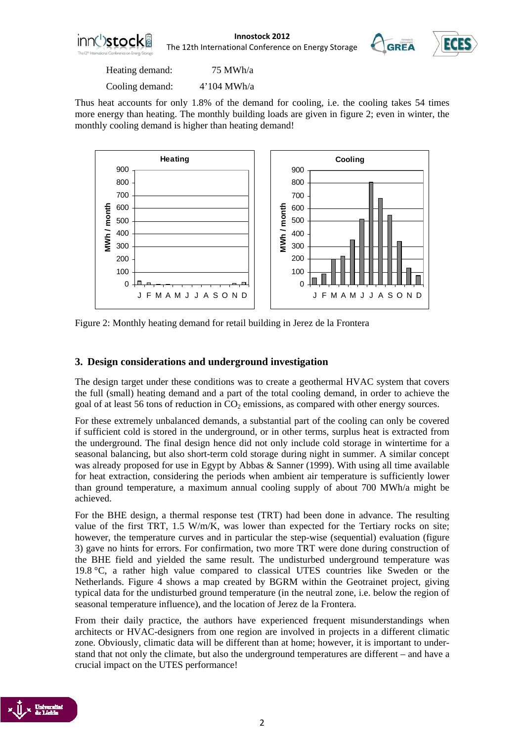Heating demand: 75 MWh/a

Cooling demand: 4'104 MWh/a

Thus heat accounts for only 1.8% of the demand for cooling, i.e. the cooling takes 54 times more energy than heating. The monthly building loads are given in figure 2; even in winter, the monthly cooling demand is higher than heating demand!

Figure 2: Monthly heating demand for retail building in Jerez de la Frontera

## 3. Design considerations and underground investigation

The design target under these conditions was to create a geothermal HVAC system that covers the full (small) heating demand and a part of the total cooling demand, in order to achieve the goal of at least 56 tons of reduction in $CO_2$ emissions, as compared with other energy sources.

For these extremely unbalanced demands, a substantial part of the cooling can only be covered if sufficient cold is stored in the underground, or in other terms, surplus heat is extracted from the underground. The final design hence did not only include cold storage in wintertime for a seasonal balancing, but also short-term cold storage during night in summer. A similar concept was already proposed for use in Egypt by Abbas & Sanner (1999). With using all time available for heat extraction, considering the periods when ambient air temperature is sufficiently lower than ground temperature, a maximum annual cooling supply of about 700 MWh/a might be achieved.

For the BHE design, a thermal response test (TRT) had been done in advance. The resulting value of the first TRT, 1.5 W/m/K, was lower than expected for the Tertiary rocks on site; however, the temperature curves and in particular the step-wise (sequential) evaluation (figure 3) gave no hints for errors. For confirmation, two more TRT were done during construction of the BHE field and yielded the same result. The undisturbed underground temperature was 19.8 °C, a rather high value compared to classical UTES countries like Sweden or the Netherlands. Figure 4 shows a map created by BGRM within the Geotrainet project, giving typical data for the undisturbed ground temperature (in the neutral zone, i.e. below the region of seasonal temperature influence), and the location of Jerez de la Frontera.

From their daily practice, the authors have experienced frequent misunderstandings when architects or HVAC-designers from one region are involved in projects in a different climatic zone. Obviously, climatic data will be different than at home; however, it is important to understand that not only the climate, but also the underground temperatures are different – and have a crucial impact on the UTES performance!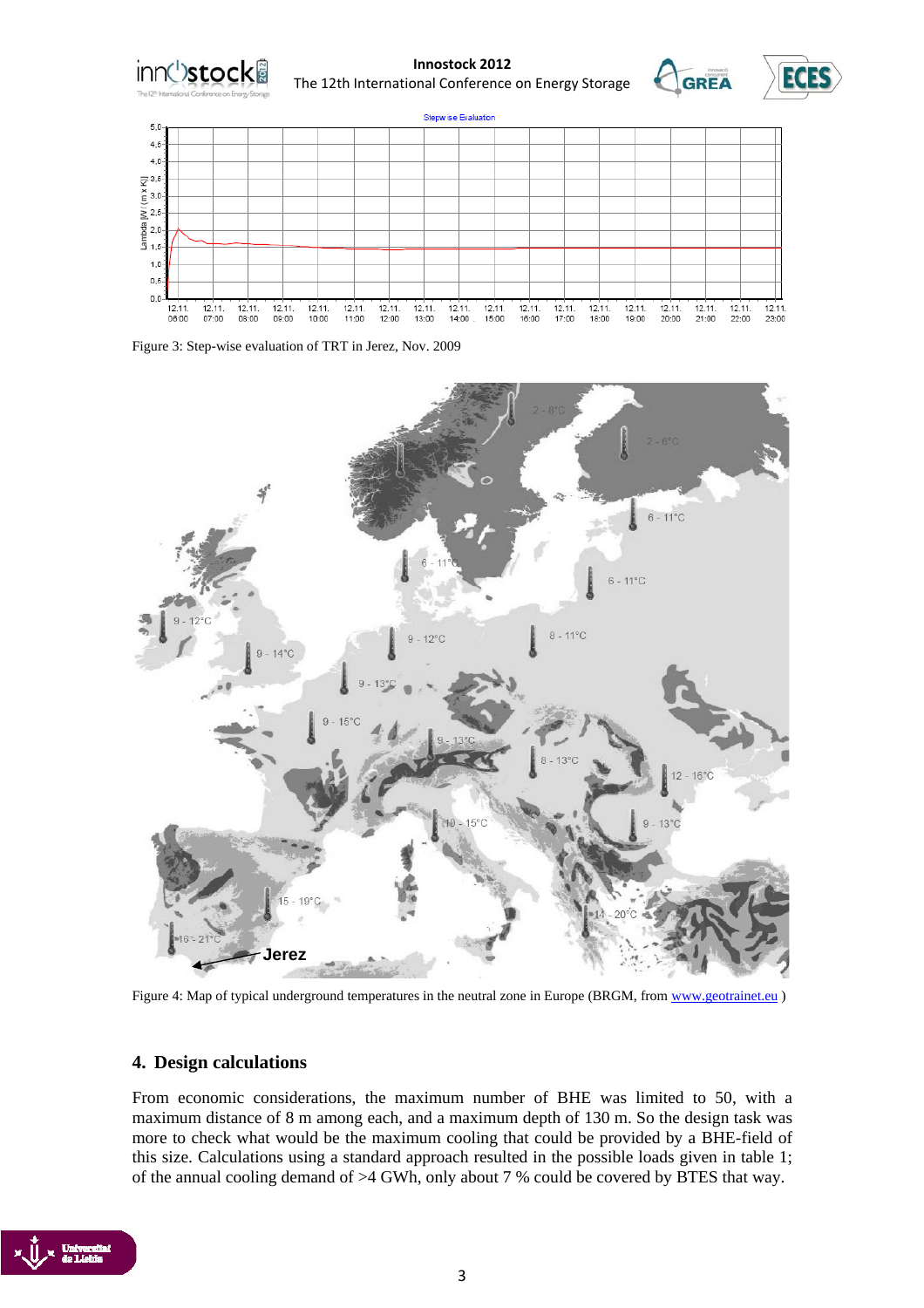Figure 3: Step-wise evaluation of TRT in Jerez, Nov. 2009

Figure 4: Map of typical underground temperatures in the neutral zone in Europe (BRGM, from www.geotrainet.eu )

## 4. Design calculations

From economic considerations, the maximum number of BHE was limited to 50, with a maximum distance of 8 m among each, and a maximum depth of 130 m. So the design task was more to check what would be the maximum cooling that could be provided by a BHE-field of this size. Calculations using a standard approach resulted in the possible loads given in table 1; of the annual cooling demand of >4 GWh, only about 7 % could be covered by BTES that way.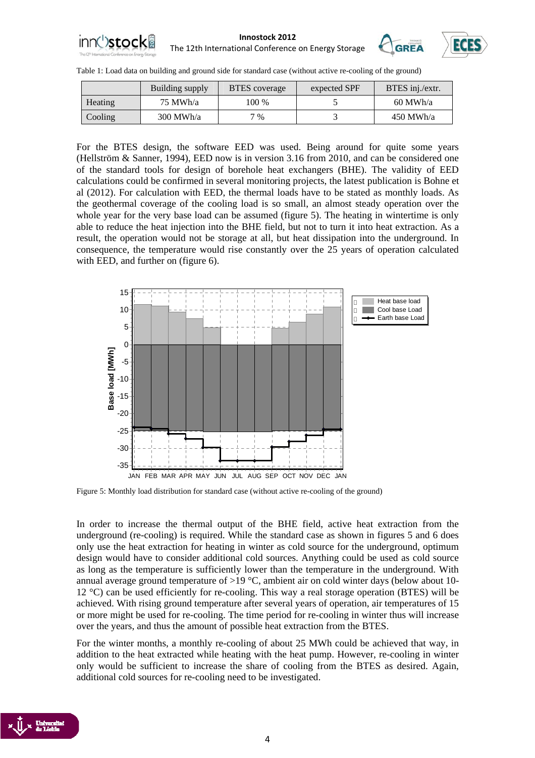Table 1: Load data on building and ground side for standard case (without active re-cooling of the ground)

| | Building supply | BTES coverage | expected SPF | BTES inj./extr. |
|---|---|---|---|---|
| Heating | 75 MWh/a | 100 % | 5 | 60 MWh/a |
| Cooling | 300 MWh/a | 7 % | 3 | 450 MWh/a |

For the BTES design, the software EED was used. Being around for quite some years (Hellström & Sanner, 1994), EED now is in version 3.16 from 2010, and can be considered one of the standard tools for design of borehole heat exchangers (BHE). The validity of EED calculations could be confirmed in several monitoring projects, the latest publication is Bohne et al (2012). For calculation with EED, the thermal loads have to be stated as monthly loads. As the geothermal coverage of the cooling load is so small, an almost steady operation over the whole year for the very base load can be assumed (figure 5). The heating in wintertime is only able to reduce the heat injection into the BHE field, but not to turn it into heat extraction. As a result, the operation would not be storage at all, but heat dissipation into the underground. In consequence, the temperature would rise constantly over the 25 years of operation calculated with EED, and further on (figure 6).

Figure 5: Monthly load distribution for standard case (without active re-cooling of the ground)

In order to increase the thermal output of the BHE field, active heat extraction from the underground (re-cooling) is required. While the standard case as shown in figures 5 and 6 does only use the heat extraction for heating in winter as cold source for the underground, optimum design would have to consider additional cold sources. Anything could be used as cold source as long as the temperature is sufficiently lower than the temperature in the underground. With annual average ground temperature of >19 °C, ambient air on cold winter days (below about 10-12 °C) can be used efficiently for re-cooling. This way a real storage operation (BTES) will be achieved. With rising ground temperature after several years of operation, air temperatures of 15 or more might be used for re-cooling. The time period for re-cooling in winter thus will increase over the years, and thus the amount of possible heat extraction from the BTES.

For the winter months, a monthly re-cooling of about 25 MWh could be achieved that way, in addition to the heat extracted while heating with the heat pump. However, re-cooling in winter only would be sufficient to increase the share of cooling from the BTES as desired. Again, additional cold sources for re-cooling need to be investigated.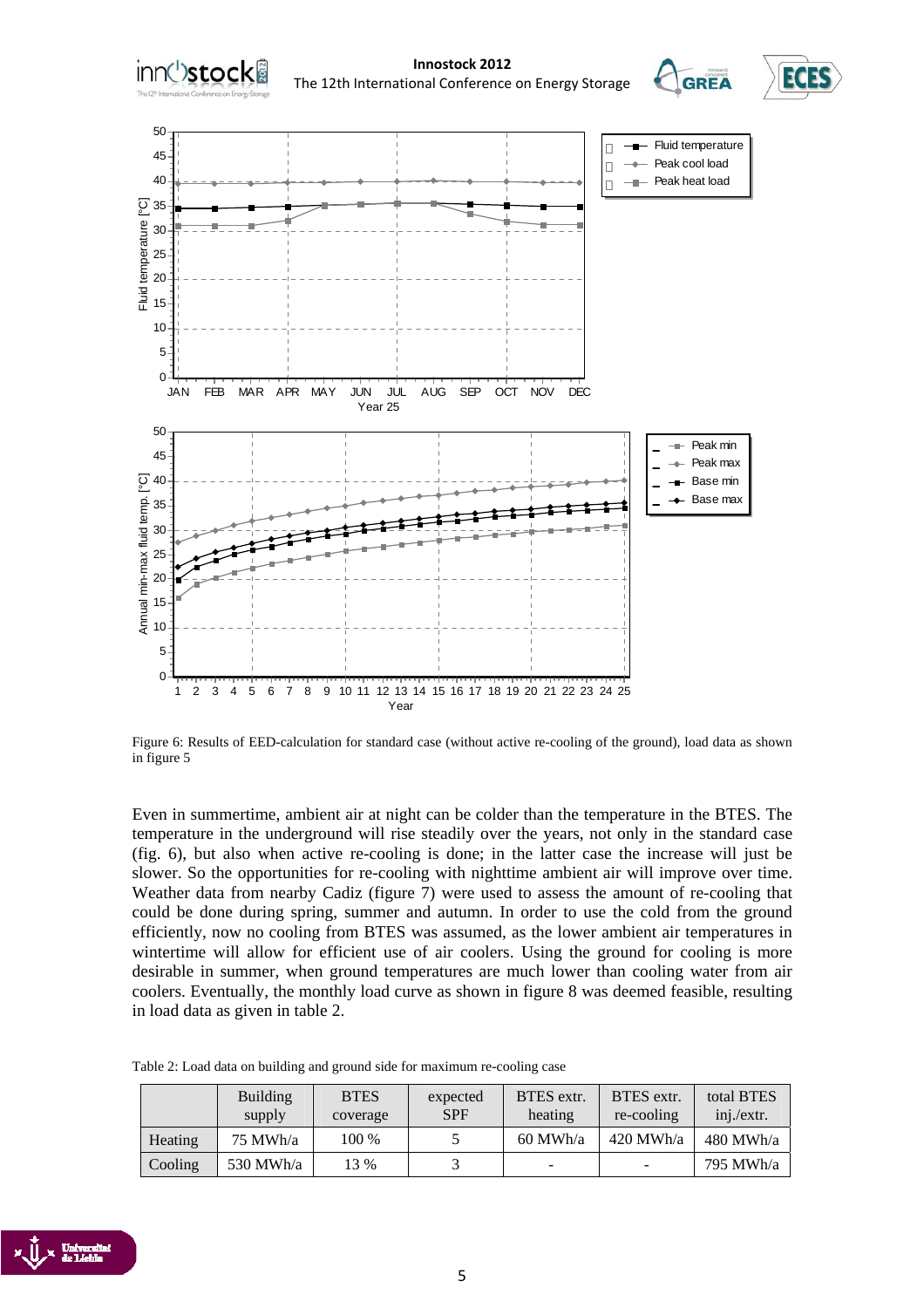Figure 6: Results of EED-calculation for standard case (without active re-cooling of the ground), load data as shown in figure 5

Even in summertime, ambient air at night can be colder than the temperature in the BTES. The temperature in the underground will rise steadily over the years, not only in the standard case (fig. 6), but also when active re-cooling is done; in the latter case the increase will just be slower. So the opportunities for re-cooling with nighttime ambient air will improve over time. Weather data from nearby Cadiz (figure 7) were used to assess the amount of re-cooling that could be done during spring, summer and autumn. In order to use the cold from the ground efficiently, now no cooling from BTES was assumed, as the lower ambient air temperatures in wintertime will allow for efficient use of air coolers. Using the ground for cooling is more desirable in summer, when ground temperatures are much lower than cooling water from air coolers. Eventually, the monthly load curve as shown in figure 8 was deemed feasible, resulting in load data as given in table 2.

Table 2: Load data on building and ground side for maximum re-cooling case

| | Building supply | BTES coverage | expected SPF | BTES extr. heating | BTES extr. re-cooling | total BTES inj./extr. |
|---|---|---|---|---|---|---|
| Heating | 75 MWh/a | 100 % | 5 | 60 MWh/a | 420 MWh/a | 480 MWh/a |
| Cooling | 530 MWh/a | 13 % | 3 | - | - | 795 MWh/a |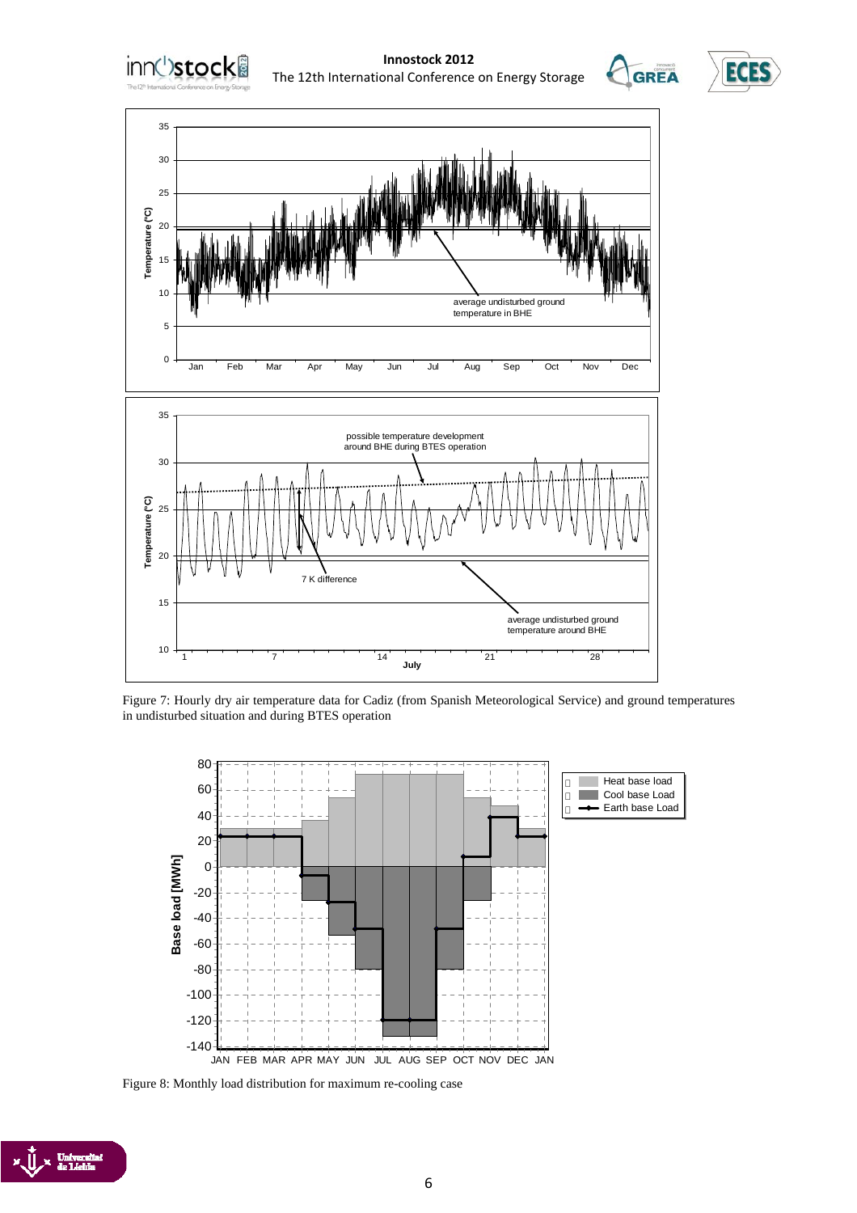Figure 7: Hourly dry air temperature data for Cadiz (from Spanish Meteorological Service) and ground temperatures in undisturbed situation and during BTES operation

Figure 8: Monthly load distribution for maximum re-cooling case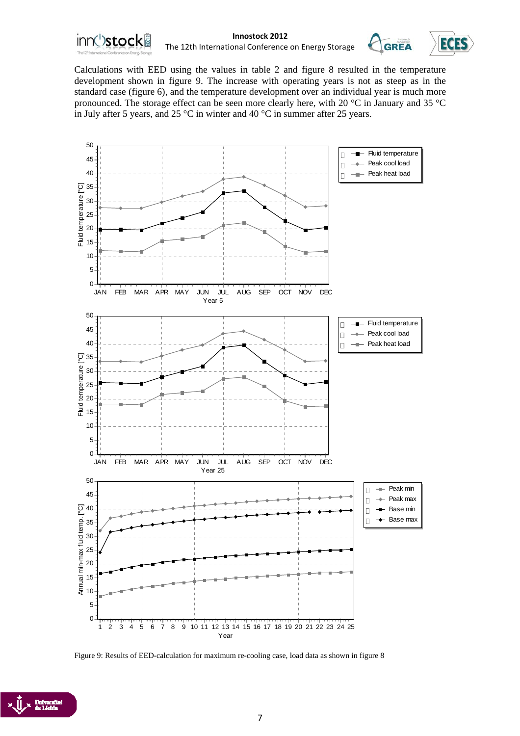Calculations with EED using the values in table 2 and figure 8 resulted in the temperature development shown in figure 9. The increase with operating years is not as steep as in the standard case (figure 6), and the temperature development over an individual year is much more pronounced. The storage effect can be seen more clearly here, with 20 °C in January and 35 °C in July after 5 years, and 25 °C in winter and 40 °C in summer after 25 years.

Figure 9: Results of EED-calculation for maximum re-cooling case, load data as shown in figure 8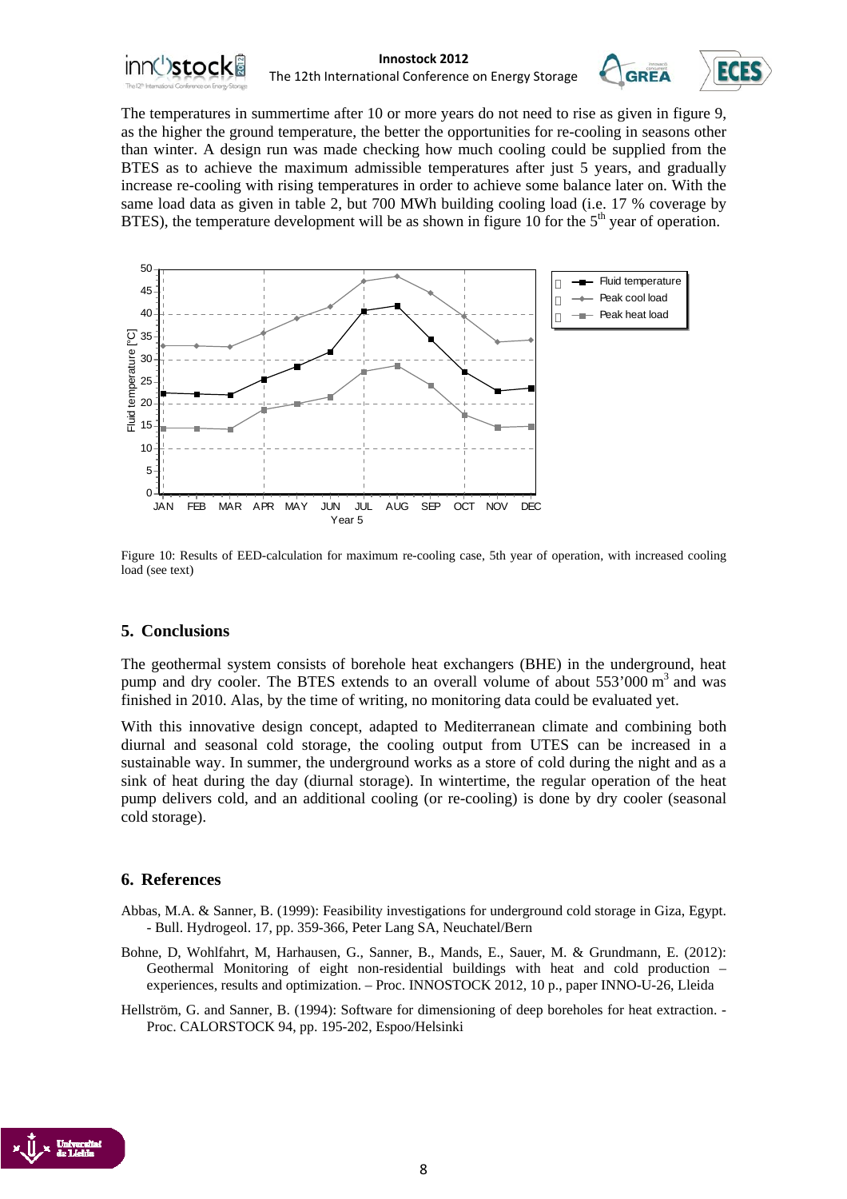The temperatures in summertime after 10 or more years do not need to rise as given in figure 9, as the higher the ground temperature, the better the opportunities for re-cooling in seasons other than winter. A design run was made checking how much cooling could be supplied from the BTES as to achieve the maximum admissible temperatures after just 5 years, and gradually increase re-cooling with rising temperatures in order to achieve some balance later on. With the same load data as given in table 2, but 700 MWh building cooling load (i.e. 17 % coverage by BTES), the temperature development will be as shown in figure 10 for the 5th year of operation.

Fluid temperature [°C]
50
45
40
35
30
25
20
15
10
5
0
JAN FEB MAR APR MAY JUN JUL AUG SEP OCT NOV DEC
Year 5

Fluid temperature
Peak cool load
Peak heat load

Figure 10: Results of EED-calculation for maximum re-cooling case, 5th year of operation, with increased cooling load (see text)

## 5. Conclusions

The geothermal system consists of borehole heat exchangers (BHE) in the underground, heat pump and dry cooler. The BTES extends to an overall volume of about 553'000 $m^3$ and was finished in 2010. Alas, by the time of writing, no monitoring data could be evaluated yet.

With this innovative design concept, adapted to Mediterranean climate and combining both diurnal and seasonal cold storage, the cooling output from UTES can be increased in a sustainable way. In summer, the underground works as a store of cold during the night and as a sink of heat during the day (diurnal storage). In wintertime, the regular operation of the heat pump delivers cold, and an additional cooling (or re-cooling) is done by dry cooler (seasonal cold storage).

## 6. References

Abbas, M.A. & Sanner, B. (1999): Feasibility investigations for underground cold storage in Giza, Egypt. - Bull. Hydrogeol. 17, pp. 359-366, Peter Lang SA, Neuchatel/Bern

Bohne, D, Wohlfahrt, M, Harhausen, G., Sanner, B., Mands, E., Sauer, M. & Grundmann, E. (2012): Geothermal Monitoring of eight non-residential buildings with heat and cold production – experiences, results and optimization. – Proc. INNOSTOCK 2012, 10 p., paper INNO-U-26, Lleida

Hellström, G. and Sanner, B. (1994): Software for dimensioning of deep boreholes for heat extraction. - Proc. CALORSTOCK 94, pp. 195-202, Espoo/Helsinki